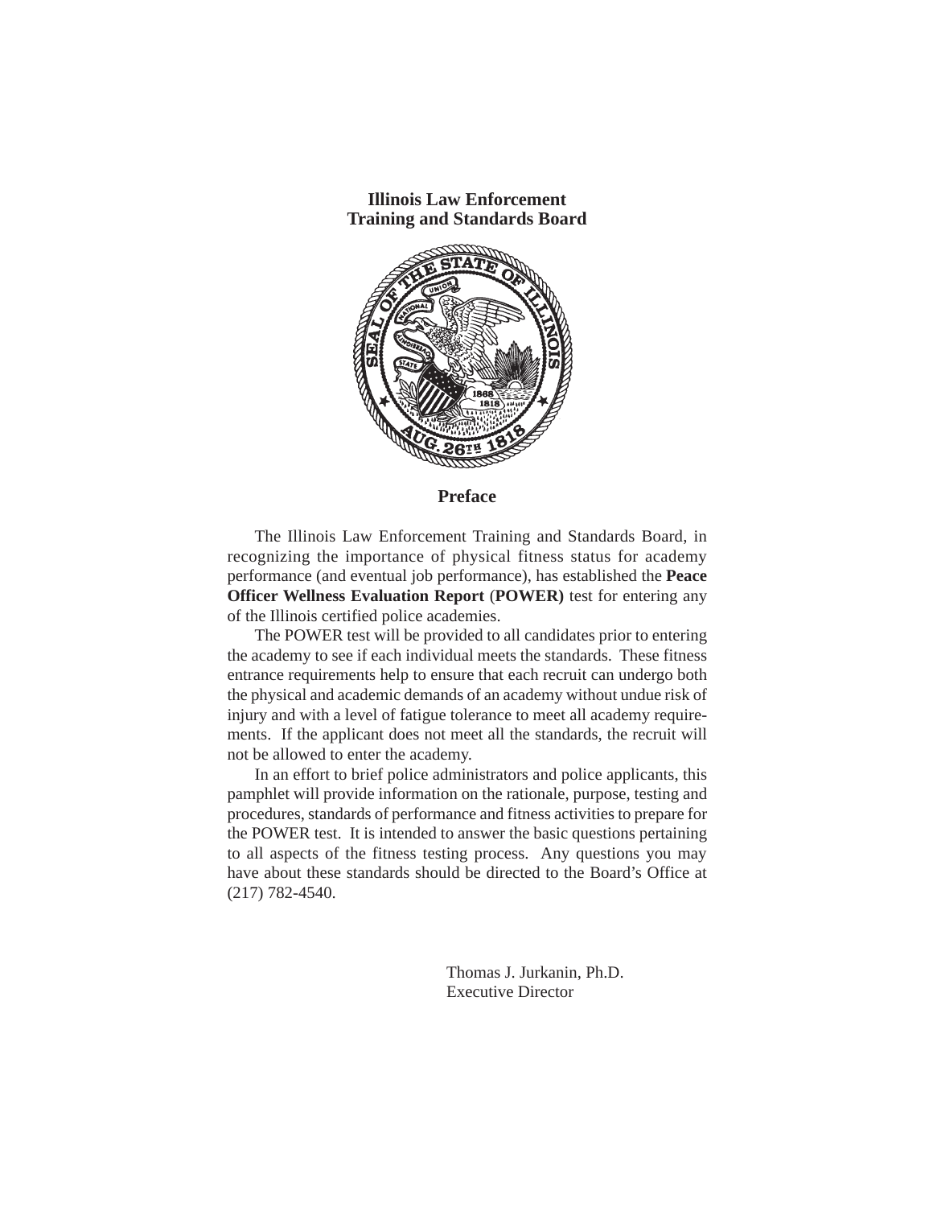**Illinois Law Enforcement**
**Training and Standards Board**

## Preface

The Illinois Law Enforcement Training and Standards Board, in recognizing the importance of physical fitness status for academy performance (and eventual job performance), has established the **Peace Officer Wellness Evaluation Report** (**POWER)** test for entering any of the Illinois certified police academies.

The POWER test will be provided to all candidates prior to entering the academy to see if each individual meets the standards. These fitness entrance requirements help to ensure that each recruit can undergo both the physical and academic demands of an academy without undue risk of injury and with a level of fatigue tolerance to meet all academy requirements. If the applicant does not meet all the standards, the recruit will not be allowed to enter the academy.

In an effort to brief police administrators and police applicants, this pamphlet will provide information on the rationale, purpose, testing and procedures, standards of performance and fitness activities to prepare for the POWER test. It is intended to answer the basic questions pertaining to all aspects of the fitness testing process. Any questions you may have about these standards should be directed to the Board's Office at (217) 782-4540.

Thomas J. Jurkanin, Ph.D.
Executive Director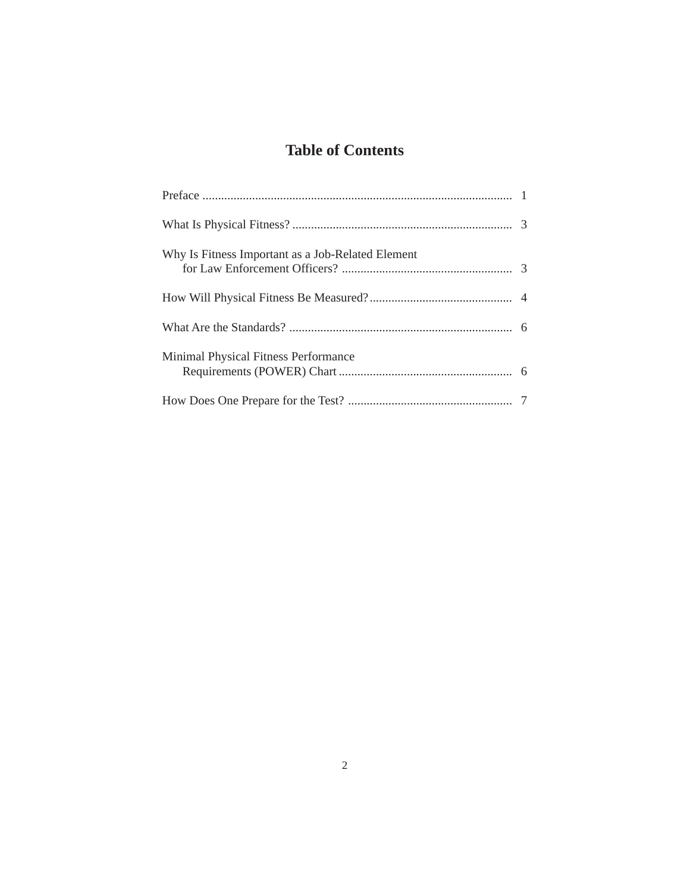# Table of Contents

| | |
|---|---|
| Preface | 1 |
| What Is Physical Fitness? | 3 |
| Why Is Fitness Important as a Job-Related Element for Law Enforcement Officers? | 3 |
| How Will Physical Fitness Be Measured? | 4 |
| What Are the Standards? | 6 |
| Minimal Physical Fitness Performance Requirements (POWER) Chart | 6 |
| How Does One Prepare for the Test? | 7 |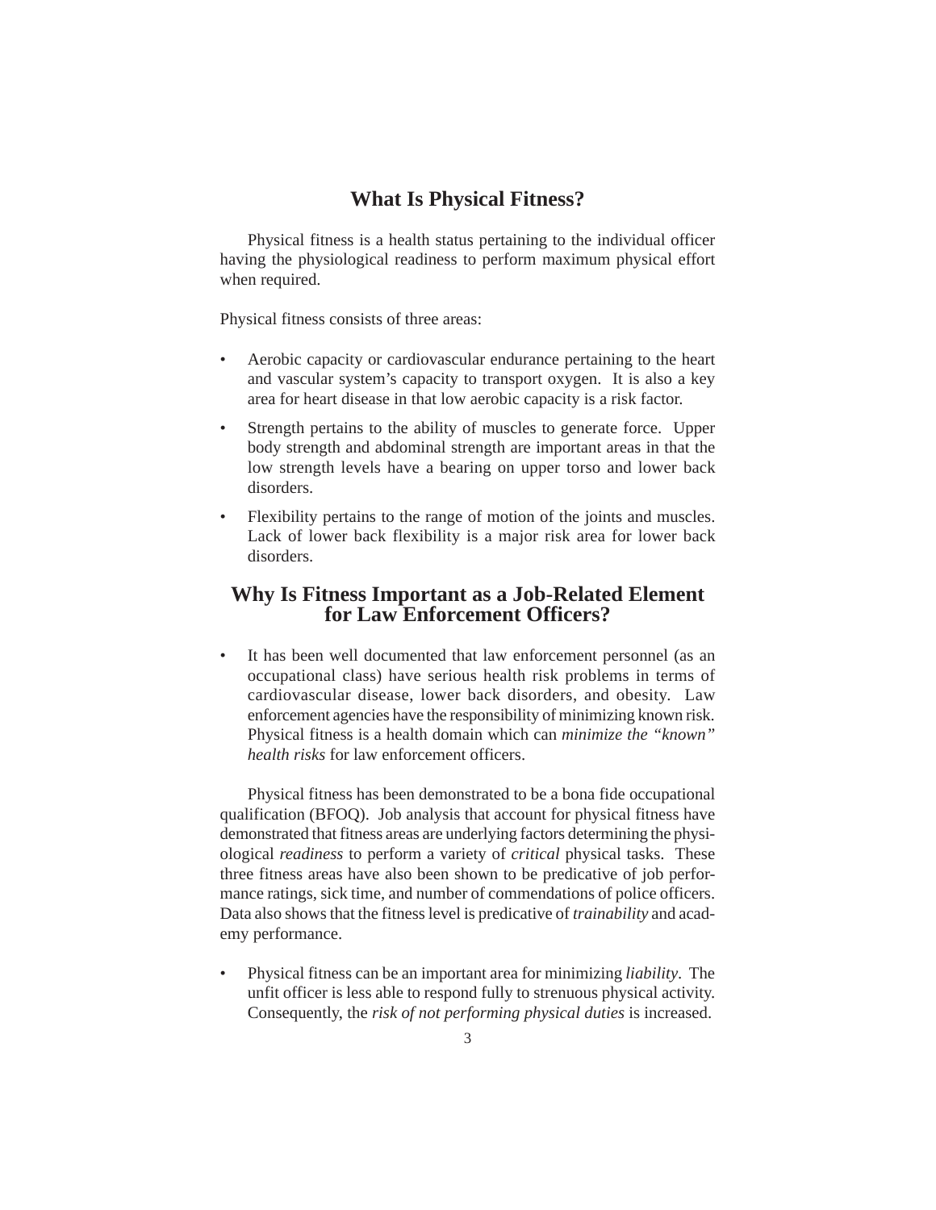## What Is Physical Fitness?

Physical fitness is a health status pertaining to the individual officer having the physiological readiness to perform maximum physical effort when required.

Physical fitness consists of three areas:

- Aerobic capacity or cardiovascular endurance pertaining to the heart and vascular system's capacity to transport oxygen. It is also a key area for heart disease in that low aerobic capacity is a risk factor.
- Strength pertains to the ability of muscles to generate force. Upper body strength and abdominal strength are important areas in that the low strength levels have a bearing on upper torso and lower back disorders.
- Flexibility pertains to the range of motion of the joints and muscles. Lack of lower back flexibility is a major risk area for lower back disorders.

## Why Is Fitness Important as a Job-Related Element for Law Enforcement Officers?

- It has been well documented that law enforcement personnel (as an occupational class) have serious health risk problems in terms of cardiovascular disease, lower back disorders, and obesity. Law enforcement agencies have the responsibility of minimizing known risk. Physical fitness is a health domain which can *minimize the "known" health risks* for law enforcement officers.

Physical fitness has been demonstrated to be a bona fide occupational qualification (BFOQ). Job analysis that account for physical fitness have demonstrated that fitness areas are underlying factors determining the physiological *readiness* to perform a variety of *critical* physical tasks. These three fitness areas have also been shown to be predicative of job performance ratings, sick time, and number of commendations of police officers. Data also shows that the fitness level is predicative of *trainability* and academy performance.

- Physical fitness can be an important area for minimizing *liability*. The unfit officer is less able to respond fully to strenuous physical activity. Consequently, the *risk of not performing physical duties* is increased.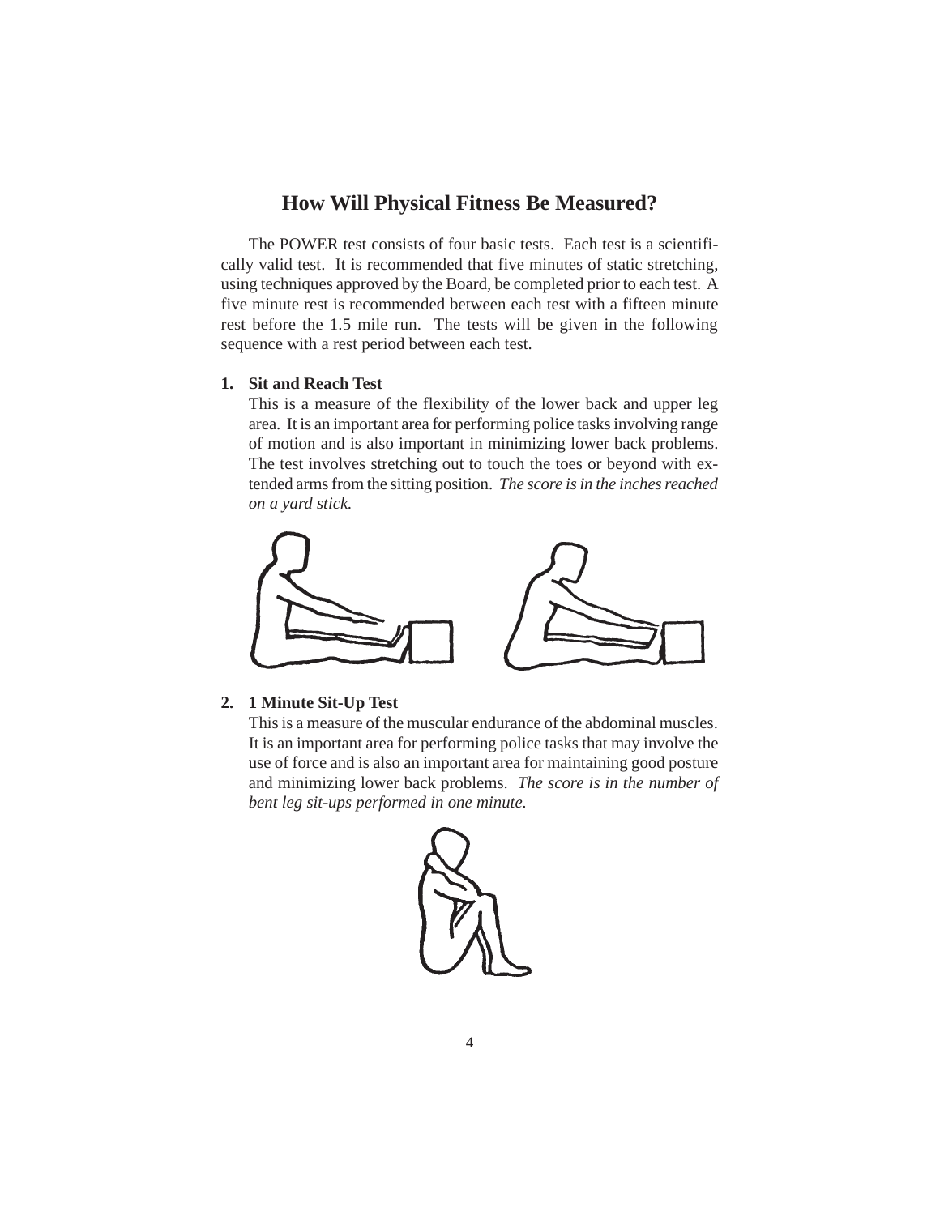## How Will Physical Fitness Be Measured?

The POWER test consists of four basic tests. Each test is a scientifically valid test. It is recommended that five minutes of static stretching, using techniques approved by the Board, be completed prior to each test. A five minute rest is recommended between each test with a fifteen minute rest before the 1.5 mile run. The tests will be given in the following sequence with a rest period between each test.

1. **Sit and Reach Test**
   This is a measure of the flexibility of the lower back and upper leg area. It is an important area for performing police tasks involving range of motion and is also important in minimizing lower back problems. The test involves stretching out to touch the toes or beyond with extended arms from the sitting position. *The score is in the inches reached on a yard stick.*

2. **1 Minute Sit-Up Test**
   This is a measure of the muscular endurance of the abdominal muscles. It is an important area for performing police tasks that may involve the use of force and is also an important area for maintaining good posture and minimizing lower back problems. *The score is in the number of bent leg sit-ups performed in one minute.*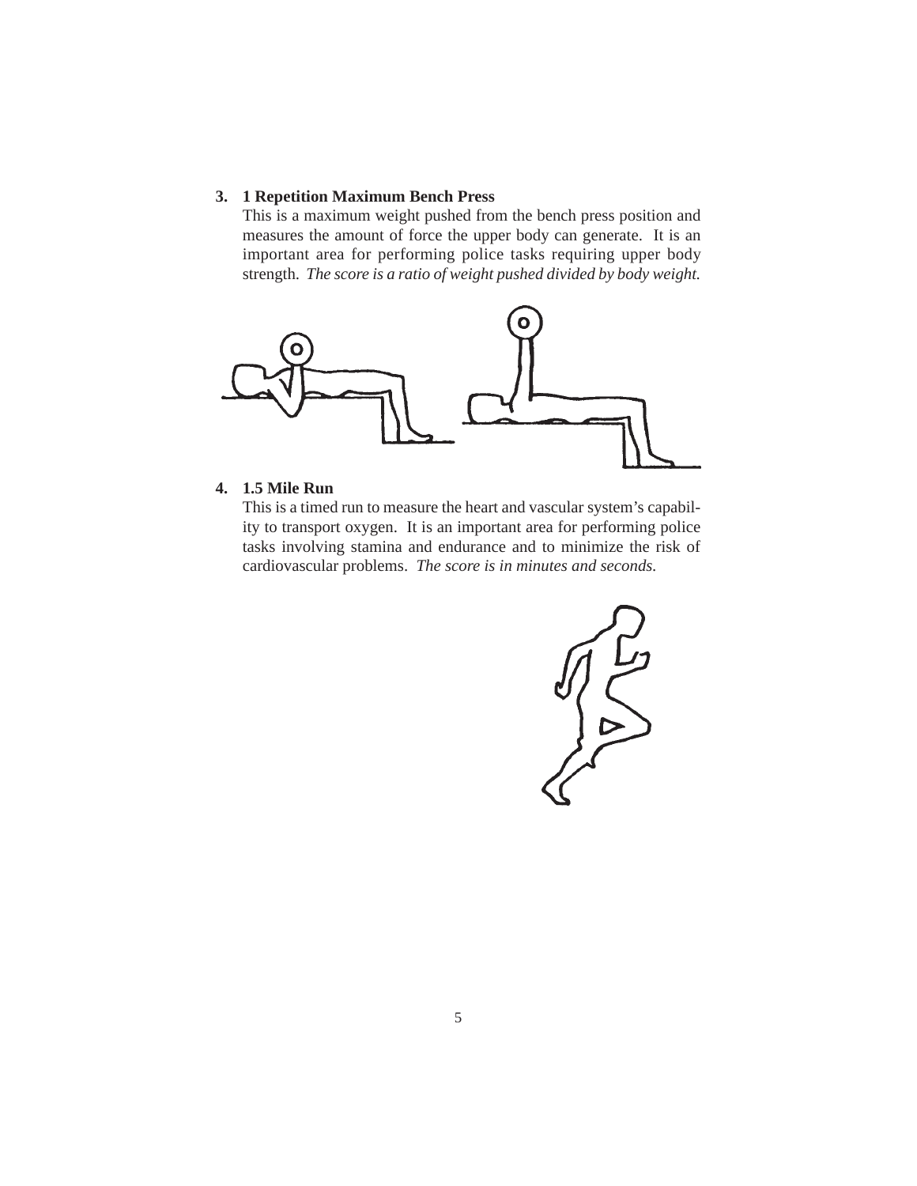**3. 1 Repetition Maximum Bench Press**

This is a maximum weight pushed from the bench press position and measures the amount of force the upper body can generate. It is an important area for performing police tasks requiring upper body strength. *The score is a ratio of weight pushed divided by body weight.*

**4. 1.5 Mile Run**

This is a timed run to measure the heart and vascular system's capability to transport oxygen. It is an important area for performing police tasks involving stamina and endurance and to minimize the risk of cardiovascular problems. *The score is in minutes and seconds.*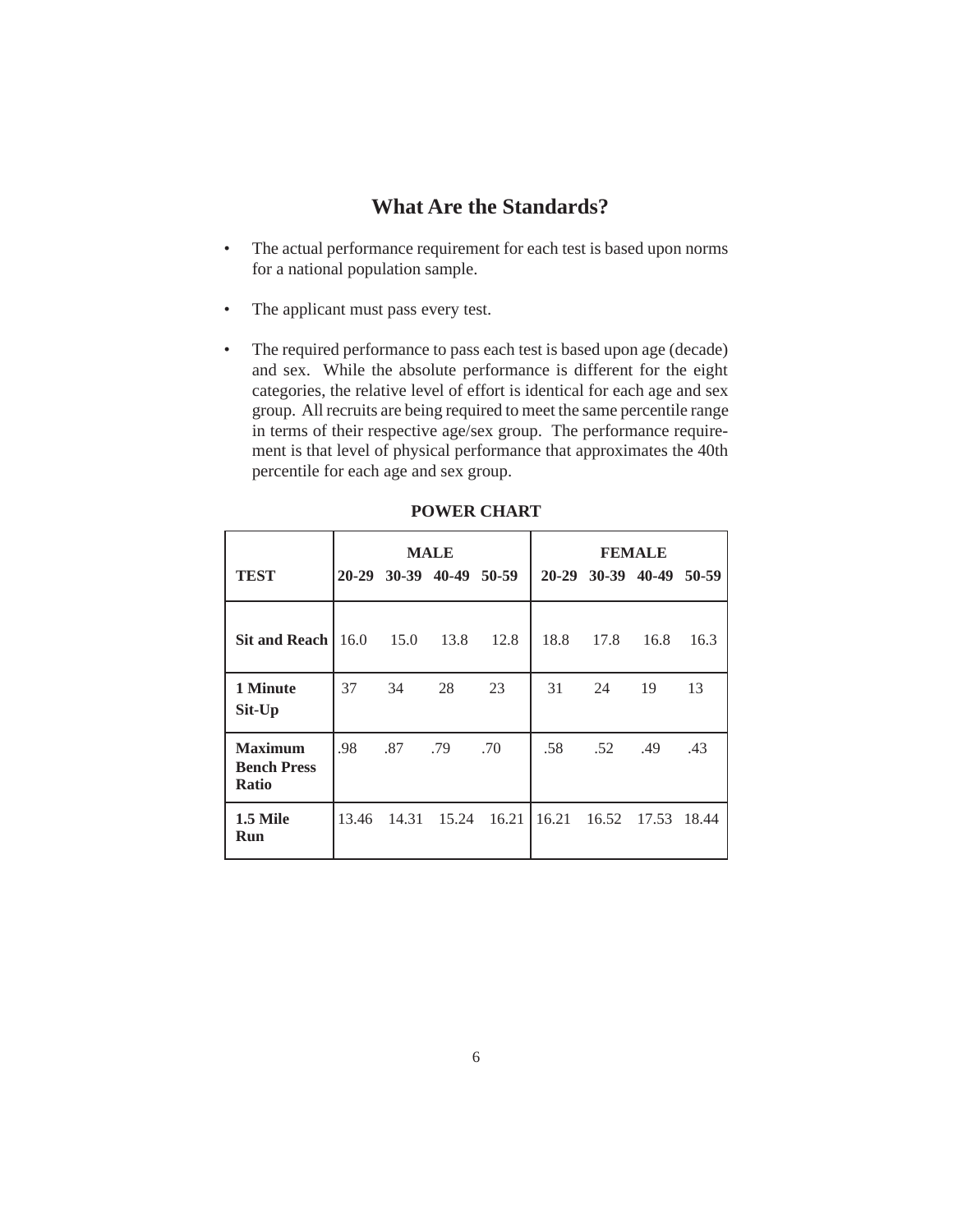## What Are the Standards?

- The actual performance requirement for each test is based upon norms for a national population sample.
- The applicant must pass every test.
- The required performance to pass each test is based upon age (decade) and sex. While the absolute performance is different for the eight categories, the relative level of effort is identical for each age and sex group. All recruits are being required to meet the same percentile range in terms of their respective age/sex group. The performance requirement is that level of physical performance that approximates the 40th percentile for each age and sex group.

**POWER CHART**

| | **MALE** | | | | **FEMALE** | | | |
|---|---|---|---|---|---|---|---|---|
| **TEST** | **20-29** | **30-39** | **40-49** | **50-59** | **20-29** | **30-39** | **40-49** | **50-59** |
| **Sit and Reach** | 16.0 | 15.0 | 13.8 | 12.8 | 18.8 | 17.8 | 16.8 | 16.3 |
| **1 Minute Sit-Up** | 37 | 34 | 28 | 23 | 31 | 24 | 19 | 13 |
| **Maximum Bench Press Ratio** | .98 | .87 | .79 | .70 | .58 | .52 | .49 | .43 |
| **1.5 Mile Run** | 13.46 | 14.31 | 15.24 | 16.21 | 16.21 | 16.52 | 17.53 | 18.44 |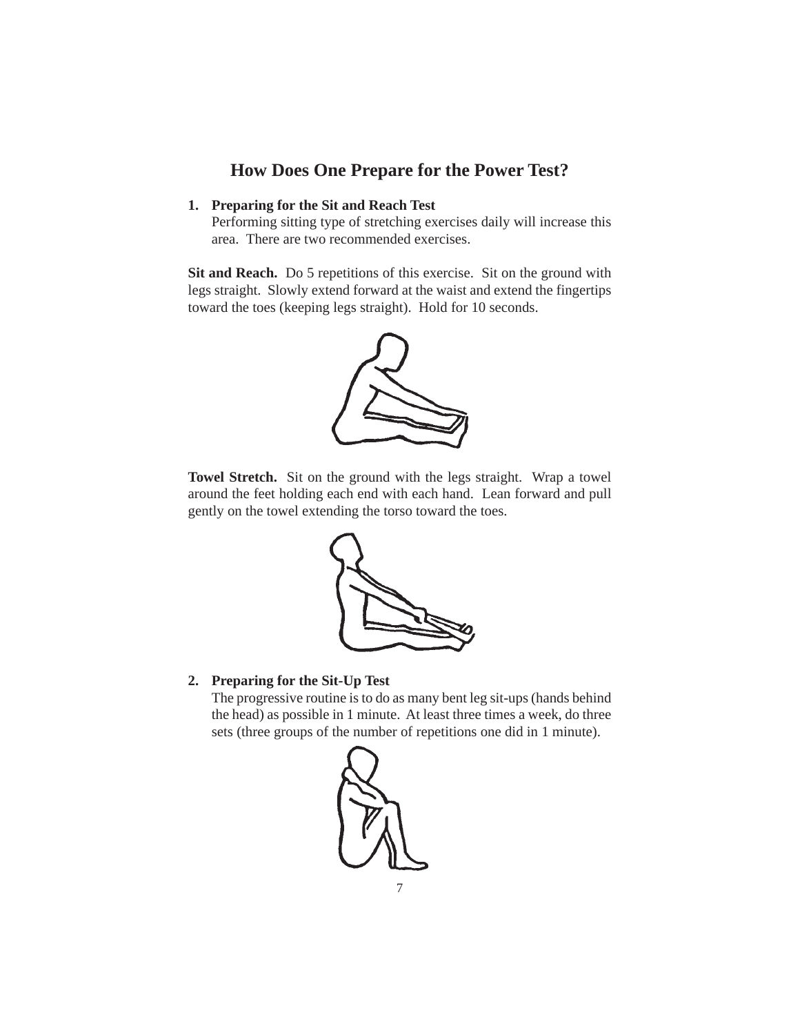## How Does One Prepare for the Power Test?

1. **Preparing for the Sit and Reach Test**
   Performing sitting type of stretching exercises daily will increase this area. There are two recommended exercises.

**Sit and Reach.** Do 5 repetitions of this exercise. Sit on the ground with legs straight. Slowly extend forward at the waist and extend the fingertips toward the toes (keeping legs straight). Hold for 10 seconds.

**Towel Stretch.** Sit on the ground with the legs straight. Wrap a towel around the feet holding each end with each hand. Lean forward and pull gently on the towel extending the torso toward the toes.

2. **Preparing for the Sit-Up Test**
   The progressive routine is to do as many bent leg sit-ups (hands behind the head) as possible in 1 minute. At least three times a week, do three sets (three groups of the number of repetitions one did in 1 minute).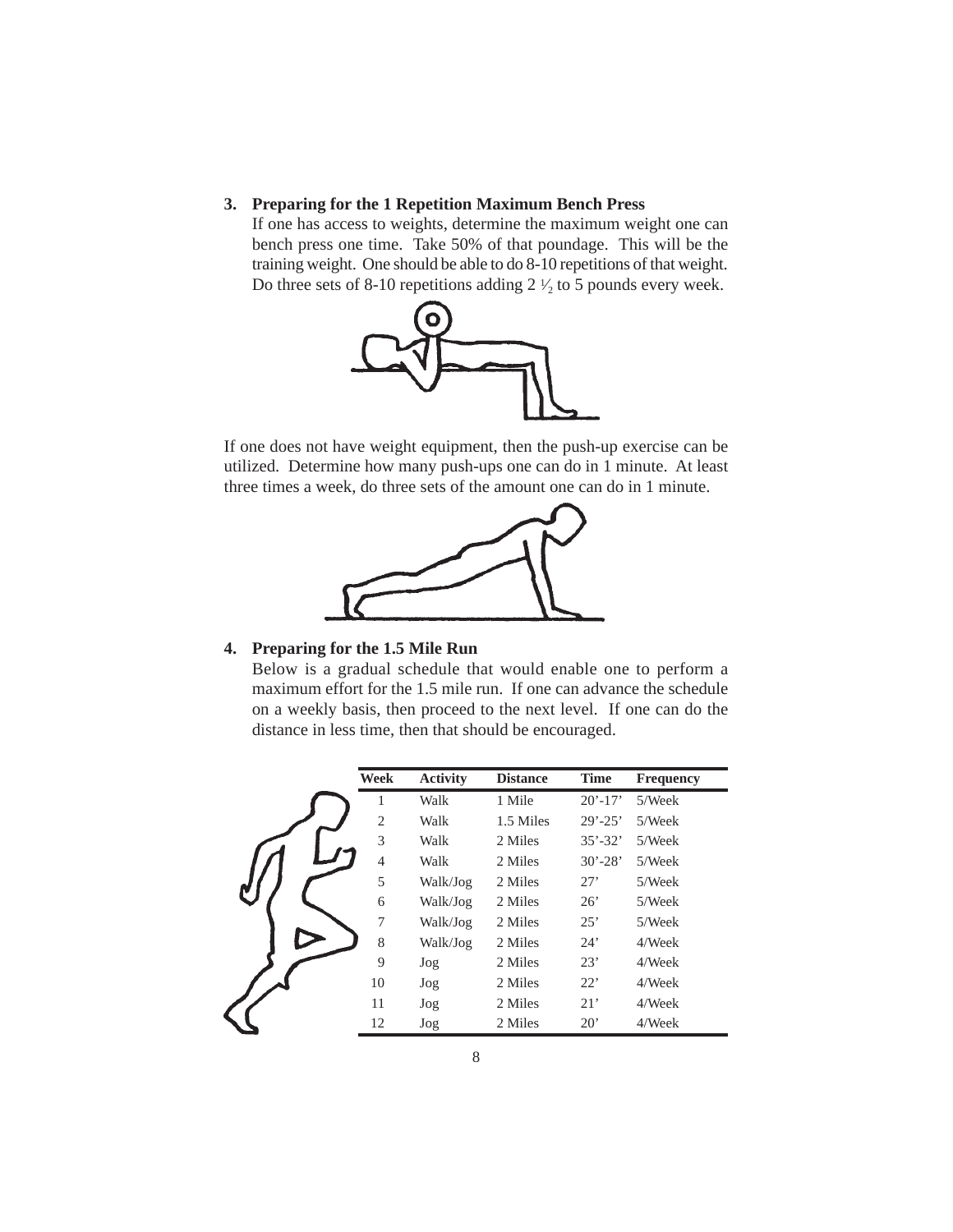**3. Preparing for the 1 Repetition Maximum Bench Press**

If one has access to weights, determine the maximum weight one can bench press one time. Take 50% of that poundage. This will be the training weight. One should be able to do 8-10 repetitions of that weight. Do three sets of 8-10 repetitions adding 2 ½ to 5 pounds every week.

If one does not have weight equipment, then the push-up exercise can be utilized. Determine how many push-ups one can do in 1 minute. At least three times a week, do three sets of the amount one can do in 1 minute.

**4. Preparing for the 1.5 Mile Run**

Below is a gradual schedule that would enable one to perform a maximum effort for the 1.5 mile run. If one can advance the schedule on a weekly basis, then proceed to the next level. If one can do the distance in less time, then that should be encouraged.

| Week | Activity | Distance | Time | Frequency |
|---|---|---|---|---|
| 1 | Walk | 1 Mile | 20'-17' | 5/Week |
| 2 | Walk | 1.5 Miles | 29'-25' | 5/Week |
| 3 | Walk | 2 Miles | 35'-32' | 5/Week |
| 4 | Walk | 2 Miles | 30'-28' | 5/Week |
| 5 | Walk/Jog | 2 Miles | 27' | 5/Week |
| 6 | Walk/Jog | 2 Miles | 26' | 5/Week |
| 7 | Walk/Jog | 2 Miles | 25' | 5/Week |
| 8 | Walk/Jog | 2 Miles | 24' | 4/Week |
| 9 | Jog | 2 Miles | 23' | 4/Week |
| 10 | Jog | 2 Miles | 22' | 4/Week |
| 11 | Jog | 2 Miles | 21' | 4/Week |
| 12 | Jog | 2 Miles | 20' | 4/Week |